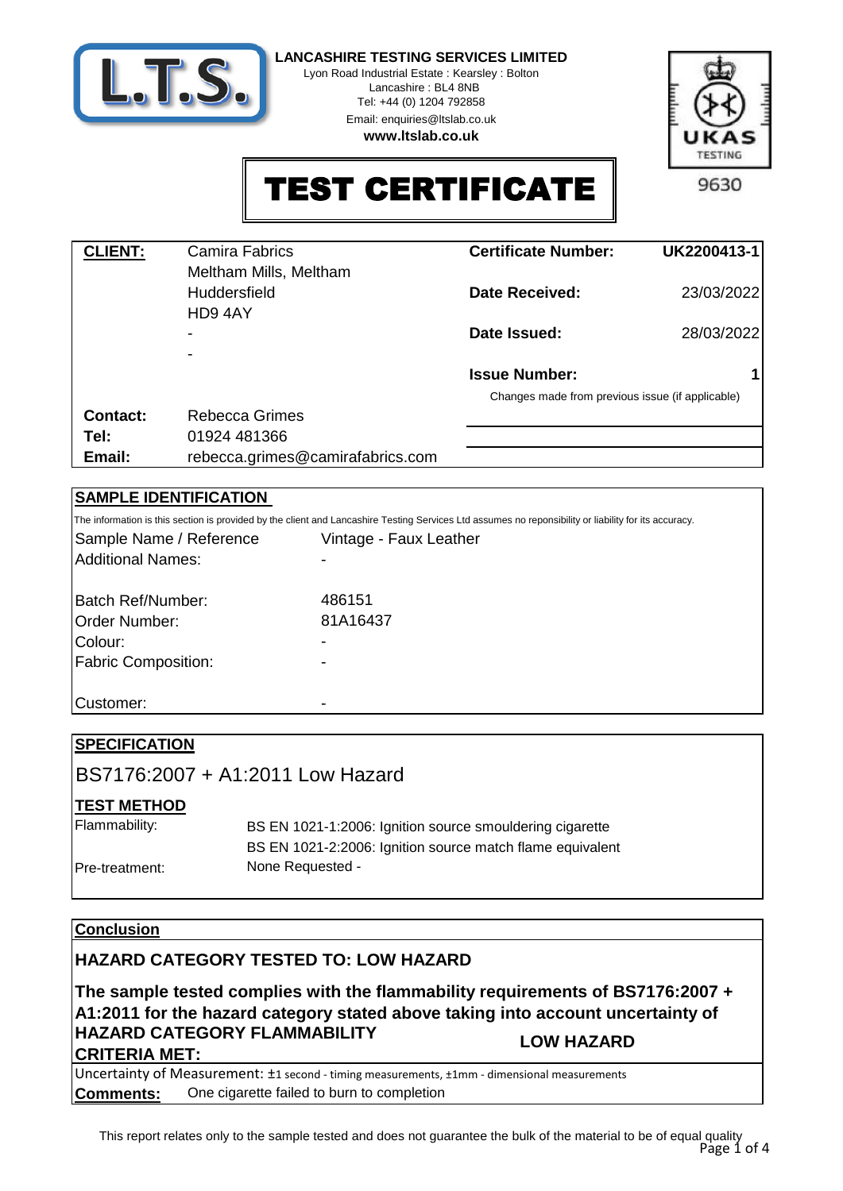**LANCASHIRE TESTING SERVICES LIMITED**
Lyon Road Industrial Estate : Kearsley : Bolton
Lancashire : BL4 8NB
Tel: +44 (0) 1204 792858
Email: enquiries@ltslab.co.uk
**www.ltslab.co.uk**

UKAS TESTING 9630

# TEST CERTIFICATE

| **CLIENT:** | Camira Fabrics<br>Meltham Mills, Meltham<br>Huddersfield<br>HD9 4AY<br>-<br>- | **Certificate Number:** | UK2200413-1 |
|---|---|---|---|
| | | **Date Received:** | 23/03/2022 |
| | | **Date Issued:** | 28/03/2022 |
| | | **Issue Number:** | 1 |
| | | Changes made from previous issue (if applicable) | |
| **Contact:** | Rebecca Grimes | | |
| **Tel:** | 01924 481366 | | |
| **Email:** | rebecca.grimes@camirafabrics.com | | |

## SAMPLE IDENTIFICATION

The information is this section is provided by the client and Lancashire Testing Services Ltd assumes no reponsibility or liability for its accuracy.

| | |
|---|---|
| Sample Name / Reference | Vintage - Faux Leather |
| Additional Names: | - |
| Batch Ref/Number: | 486151 |
| Order Number: | 81A16437 |
| Colour: | - |
| Fabric Composition: | - |
| Customer: | - |

## SPECIFICATION

BS7176:2007 + A1:2011 Low Hazard

## TEST METHOD

| | |
|---|---|
| Flammability: | BS EN 1021-1:2006: Ignition source smouldering cigarette<br>BS EN 1021-2:2006: Ignition source match flame equivalent |
| Pre-treatment: | None Requested - |

## Conclusion

**HAZARD CATEGORY TESTED TO: LOW HAZARD**

**The sample tested complies with the flammability requirements of BS7176:2007 + A1:2011 for the hazard category stated above taking into account uncertainty of**

**HAZARD CATEGORY FLAMMABILITY CRITERIA MET:** **LOW HAZARD**

Uncertainty of Measurement: ±1 second - timing measurements, ±1mm - dimensional measurements

**Comments:** One cigarette failed to burn to completion

This report relates only to the sample tested and does not guarantee the bulk of the material to be of equal quality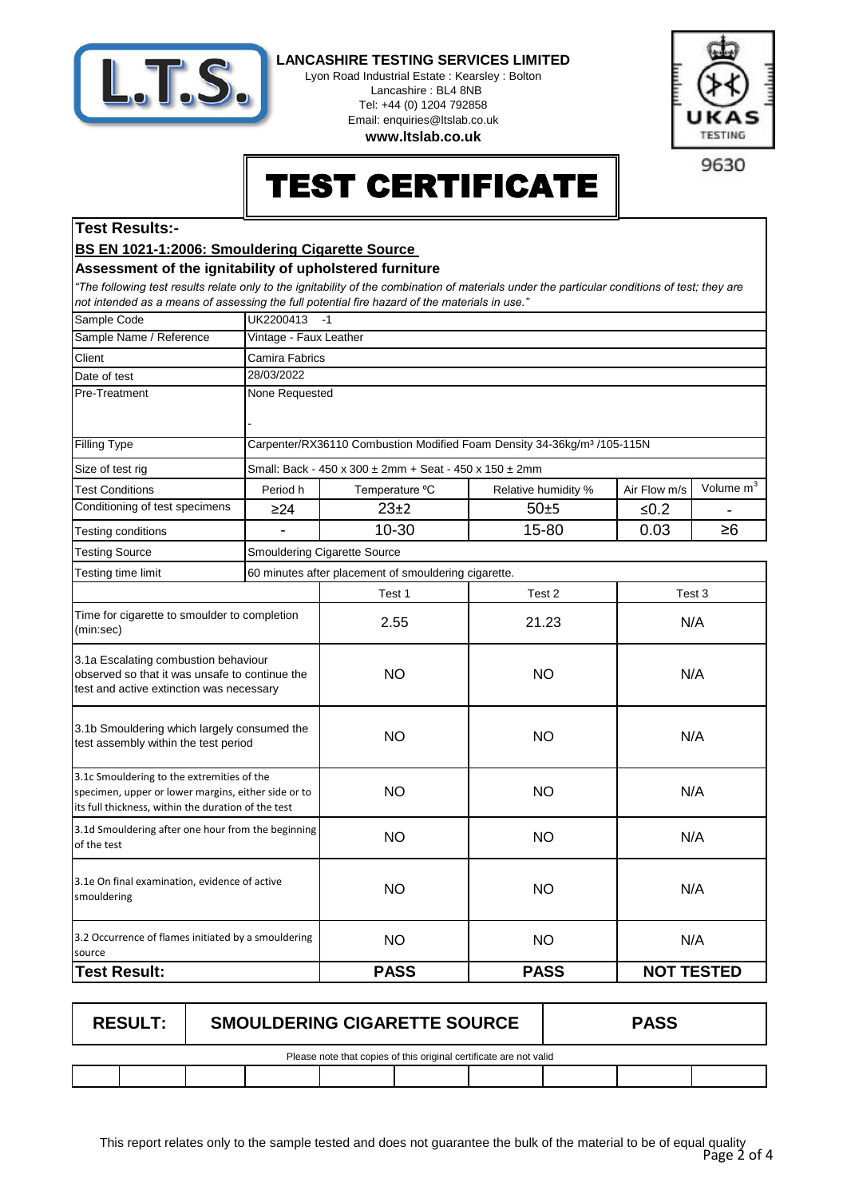**LANCASHIRE TESTING SERVICES LIMITED**
Lyon Road Industrial Estate : Kearsley : Bolton
Lancashire : BL4 8NB
Tel: +44 (0) 1204 792858
Email: enquiries@ltslab.co.uk
**www.ltslab.co.uk**

9630

# TEST CERTIFICATE

## Test Results:-

**BS EN 1021-1:2006: Smouldering Cigarette Source**

**Assessment of the ignitability of upholstered furniture**

*"The following test results relate only to the ignitability of the combination of materials under the particular conditions of test; they are not intended as a means of assessing the full potential fire hazard of the materials in use."*

| | | | | | |
|---|---|---|---|---|---|
| Sample Code | UK2200413 -1 | | | | |
| Sample Name / Reference | Vintage - Faux Leather | | | | |
| Client | Camira Fabrics | | | | |
| Date of test | 28/03/2022 | | | | |
| Pre-Treatment | None Requested<br>- | | | | |
| Filling Type | Carpenter/RX36110 Combustion Modified Foam Density 34-36kg/m³ /105-115N | | | | |
| Size of test rig | Small: Back - 450 x 300 ± 2mm + Seat - 450 x 150 ± 2mm | | | | |
| Test Conditions | Period h | Temperature ºC | Relative humidity % | Air Flow m/s | Volume $m^3$ |
| Conditioning of test specimens | ≥24 | 23±2 | 50±5 | ≤0.2 | - |
| Testing conditions | - | 10-30 | 15-80 | 0.03 | ≥6 |
| Testing Source | Smouldering Cigarette Source | | | | |
| Testing time limit | 60 minutes after placement of smouldering cigarette. | | | | |

| | Test 1 | Test 2 | Test 3 |
|---|---|---|---|
| Time for cigarette to smoulder to completion (min:sec) | 2.55 | 21.23 | N/A |
| 3.1a Escalating combustion behaviour observed so that it was unsafe to continue the test and active extinction was necessary | NO | NO | N/A |
| 3.1b Smouldering which largely consumed the test assembly within the test period | NO | NO | N/A |
| 3.1c Smouldering to the extremities of the specimen, upper or lower margins, either side or to its full thickness, within the duration of the test | NO | NO | N/A |
| 3.1d Smouldering after one hour from the beginning of the test | NO | NO | N/A |
| 3.1e On final examination, evidence of active smouldering | NO | NO | N/A |
| 3.2 Occurrence of flames initiated by a smouldering source | NO | NO | N/A |
| **Test Result:** | **PASS** | **PASS** | **NOT TESTED** |

| **RESULT:** | **SMOULDERING CIGARETTE SOURCE** | **PASS** |
|---|---|---|

Please note that copies of this original certificate are not valid

This report relates only to the sample tested and does not guarantee the bulk of the material to be of equal quality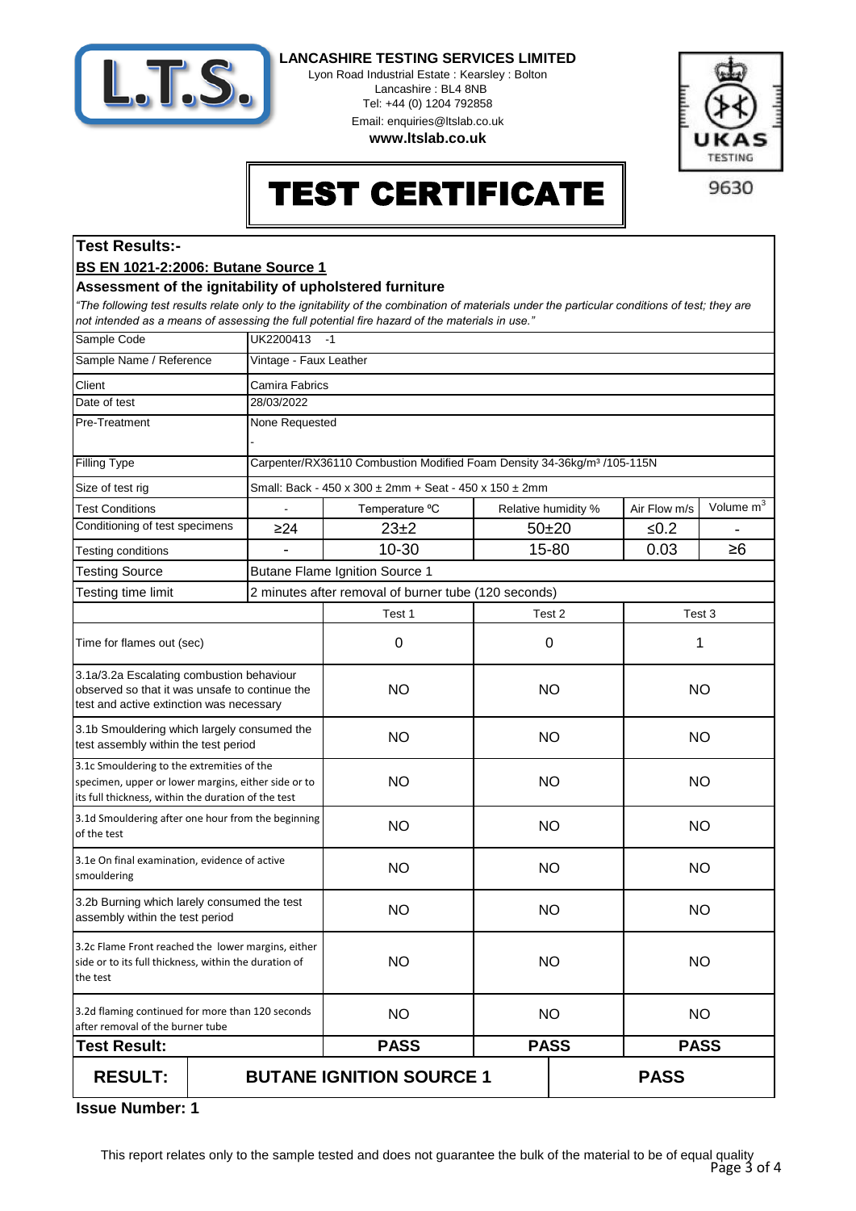**LANCASHIRE TESTING SERVICES LIMITED**
Lyon Road Industrial Estate : Kearsley : Bolton
Lancashire : BL4 8NB
Tel: +44 (0) 1204 792858
Email: enquiries@ltslab.co.uk
**www.ltslab.co.uk**

UKAS TESTING 9630

# TEST CERTIFICATE

## Test Results:-

**BS EN 1021-2:2006: Butane Source 1**

### Assessment of the ignitability of upholstered furniture

*"The following test results relate only to the ignitability of the combination of materials under the particular conditions of test; they are not intended as a means of assessing the full potential fire hazard of the materials in use."*

| | | | | | |
|---|---|---|---|---|---|
| Sample Code | UK2200413 -1 | | | | |
| Sample Name / Reference | Vintage - Faux Leather | | | | |
| Client | Camira Fabrics | | | | |
| Date of test | 28/03/2022 | | | | |
| Pre-Treatment | None Requested<br>- | | | | |
| Filling Type | Carpenter/RX36110 Combustion Modified Foam Density 34-36kg/m³ /105-115N | | | | |
| Size of test rig | Small: Back - 450 x 300 ± 2mm + Seat - 450 x 150 ± 2mm | | | | |
| Test Conditions | - | Temperature ºC | Relative humidity % | Air Flow m/s | Volume $m^3$ |
| Conditioning of test specimens | ≥24 | 23±2 | 50±20 | ≤0.2 | - |
| Testing conditions | - | 10-30 | 15-80 | 0.03 | ≥6 |
| Testing Source | Butane Flame Ignition Source 1 | | | | |
| Testing time limit | 2 minutes after removal of burner tube (120 seconds) | | | | |

| | Test 1 | Test 2 | Test 3 |
|---|---|---|---|
| Time for flames out (sec) | 0 | 0 | 1 |
| 3.1a/3.2a Escalating combustion behaviour observed so that it was unsafe to continue the test and active extinction was necessary | NO | NO | NO |
| 3.1b Smouldering which largely consumed the test assembly within the test period | NO | NO | NO |
| 3.1c Smouldering to the extremities of the specimen, upper or lower margins, either side or to its full thickness, within the duration of the test | NO | NO | NO |
| 3.1d Smouldering after one hour from the beginning of the test | NO | NO | NO |
| 3.1e On final examination, evidence of active smouldering | NO | NO | NO |
| 3.2b Burning which larely consumed the test assembly within the test period | NO | NO | NO |
| 3.2c Flame Front reached the lower margins, either side or to its full thickness, within the duration of the test | NO | NO | NO |
| 3.2d flaming continued for more than 120 seconds after removal of the burner tube | NO | NO | NO |
| **Test Result:** | **PASS** | **PASS** | **PASS** |

| **RESULT:** | **BUTANE IGNITION SOURCE 1** | **PASS** |
|---|---|---|

**Issue Number: 1**

This report relates only to the sample tested and does not guarantee the bulk of the material to be of equal quality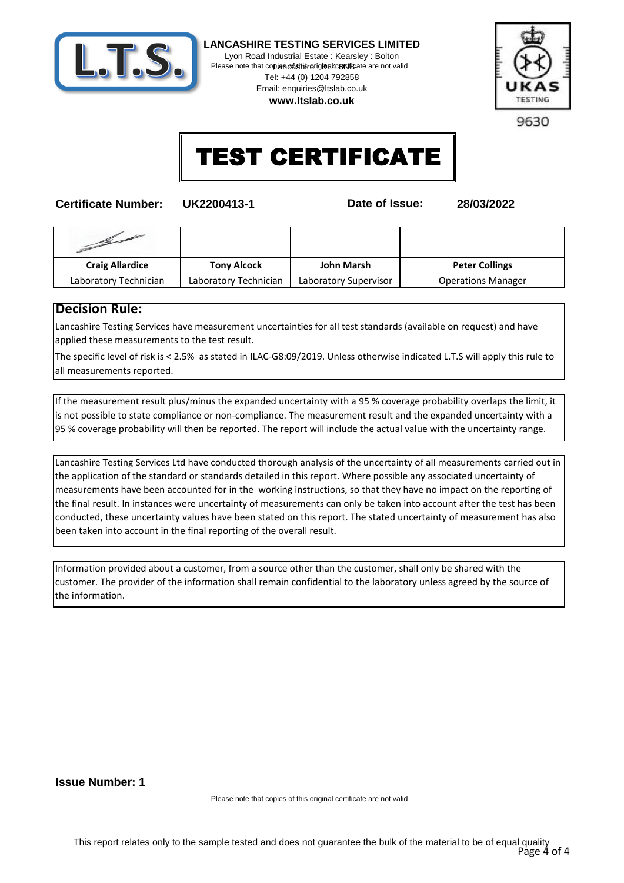**LANCASHIRE TESTING SERVICES LIMITED**
Lyon Road Industrial Estate : Kearsley : Bolton
Lancashire : BL4 8NB
Tel: +44 (0) 1204 792858
Email: enquiries@ltslab.co.uk
**www.ltslab.co.uk**

UKAS TESTING 9630

# TEST CERTIFICATE

**Certificate Number:** **UK2200413-1** **Date of Issue:** **28/03/2022**

| | | | |
|---|---|---|---|
| **Craig Allardice** | **Tony Alcock** | **John Marsh** | **Peter Collings** |
| Laboratory Technician | Laboratory Technician | Laboratory Supervisor | Operations Manager |

## Decision Rule:

Lancashire Testing Services have measurement uncertainties for all test standards (available on request) and have applied these measurements to the test result.

The specific level of risk is < 2.5% as stated in ILAC-G8:09/2019. Unless otherwise indicated L.T.S will apply this rule to all measurements reported.

If the measurement result plus/minus the expanded uncertainty with a 95 % coverage probability overlaps the limit, it is not possible to state compliance or non-compliance. The measurement result and the expanded uncertainty with a 95 % coverage probability will then be reported. The report will include the actual value with the uncertainty range.

Lancashire Testing Services Ltd have conducted thorough analysis of the uncertainty of all measurements carried out in the application of the standard or standards detailed in this report. Where possible any associated uncertainty of measurements have been accounted for in the working instructions, so that they have no impact on the reporting of the final result. In instances were uncertainty of measurements can only be taken into account after the test has been conducted, these uncertainty values have been stated on this report. The stated uncertainty of measurement has also been taken into account in the final reporting of the overall result.

Information provided about a customer, from a source other than the customer, shall only be shared with the customer. The provider of the information shall remain confidential to the laboratory unless agreed by the source of the information.

**Issue Number: 1**

Please note that copies of this original certificate are not valid

This report relates only to the sample tested and does not guarantee the bulk of the material to be of equal quality